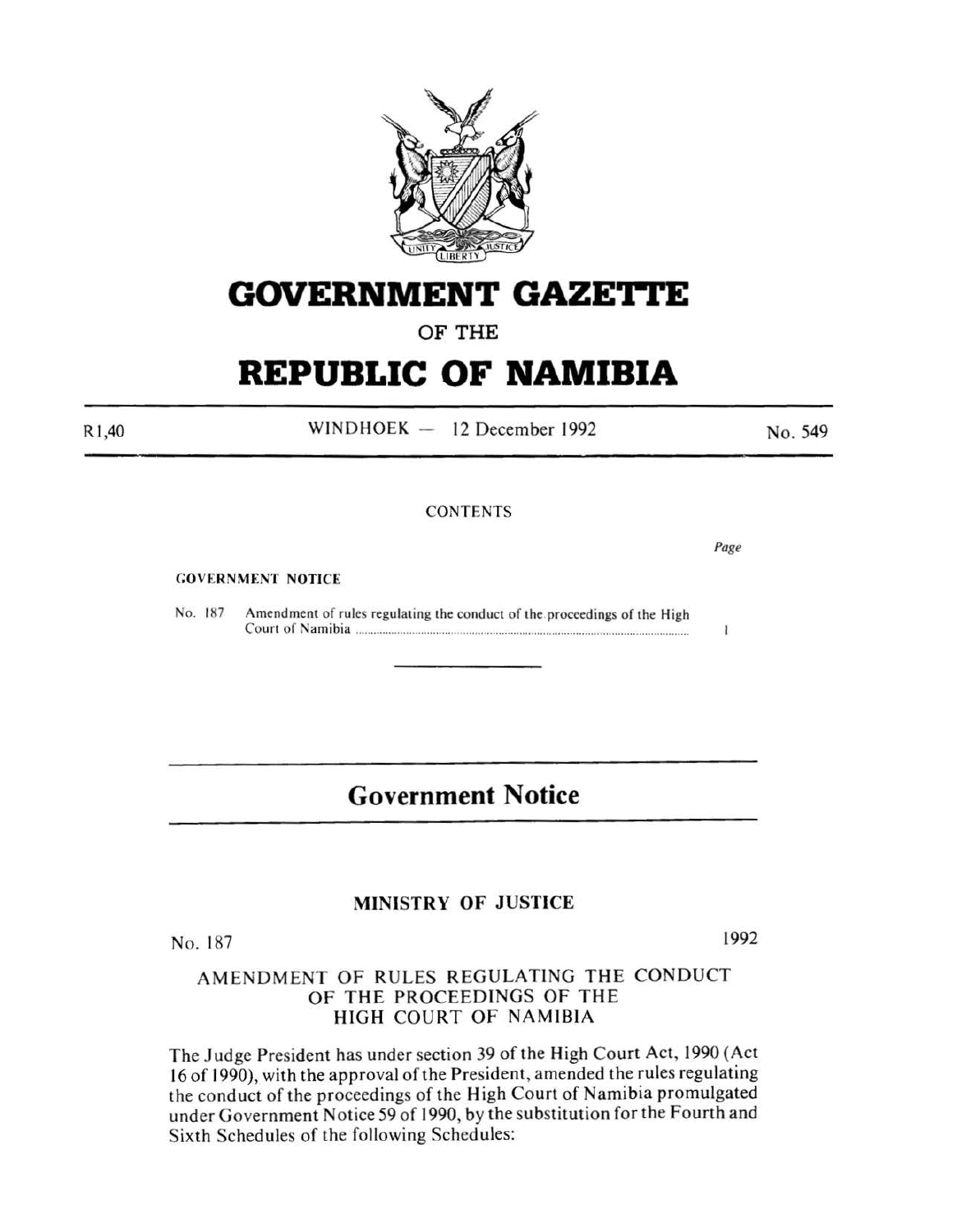# GOVERNMENT GAZETTE

OF THE

# REPUBLIC OF NAMIBIA

R1,40 WINDHOEK — 12 December 1992 No. 549

CONTENTS

*Page*

GOVERNMENT NOTICE

No. 187 Amendment of rules regulating the conduct of the proceedings of the High Court of Namibia ........................................................................ 1

## Government Notice

### MINISTRY OF JUSTICE

No. 187 1992

### AMENDMENT OF RULES REGULATING THE CONDUCT OF THE PROCEEDINGS OF THE HIGH COURT OF NAMIBIA

The Judge President has under section 39 of the High Court Act, 1990 (Act 16 of 1990), with the approval of the President, amended the rules regulating the conduct of the proceedings of the High Court of Namibia promulgated under Government Notice 59 of 1990, by the substitution for the Fourth and Sixth Schedules of the following Schedules: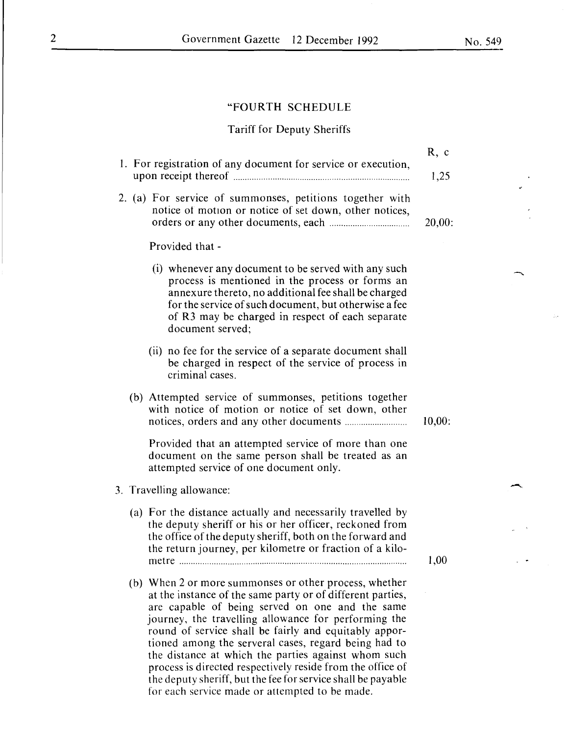"FOURTH SCHEDULE

Tariff for Deputy Sheriffs

| | R, c |
|---|---|
| 1. For registration of any document for service or execution, upon receipt thereof | 1,25 |
| 2. (a) For service of summonses, petitions together with notice of motion or notice of set down, other notices, orders or any other documents, each | 20,00: |

Provided that -

(i) whenever any document to be served with any such process is mentioned in the process or forms an annexure thereto, no additional fee shall be charged for the service of such document, but otherwise a fee of R3 may be charged in respect of each separate document served;

(ii) no fee for the service of a separate document shall be charged in respect of the service of process in criminal cases.

| | |
|---|---|
| (b) Attempted service of summonses, petitions together with notice of motion or notice of set down, other notices, orders and any other documents | 10,00: |

Provided that an attempted service of more than one document on the same person shall be treated as an attempted service of one document only.

3. Travelling allowance:

| | |
|---|---|
| (a) For the distance actually and necessarily travelled by the deputy sheriff or his or her officer, reckoned from the office of the deputy sheriff, both on the forward and the return journey, per kilometre or fraction of a kilometre | 1,00 |

(b) When 2 or more summonses or other process, whether at the instance of the same party or of different parties, are capable of being served on one and the same journey, the travelling allowance for performing the round of service shall be fairly and equitably apportioned among the serveral cases, regard being had to the distance at which the parties against whom such process is directed respectively reside from the office of the deputy sheriff, but the fee for service shall be payable for each service made or attempted to be made.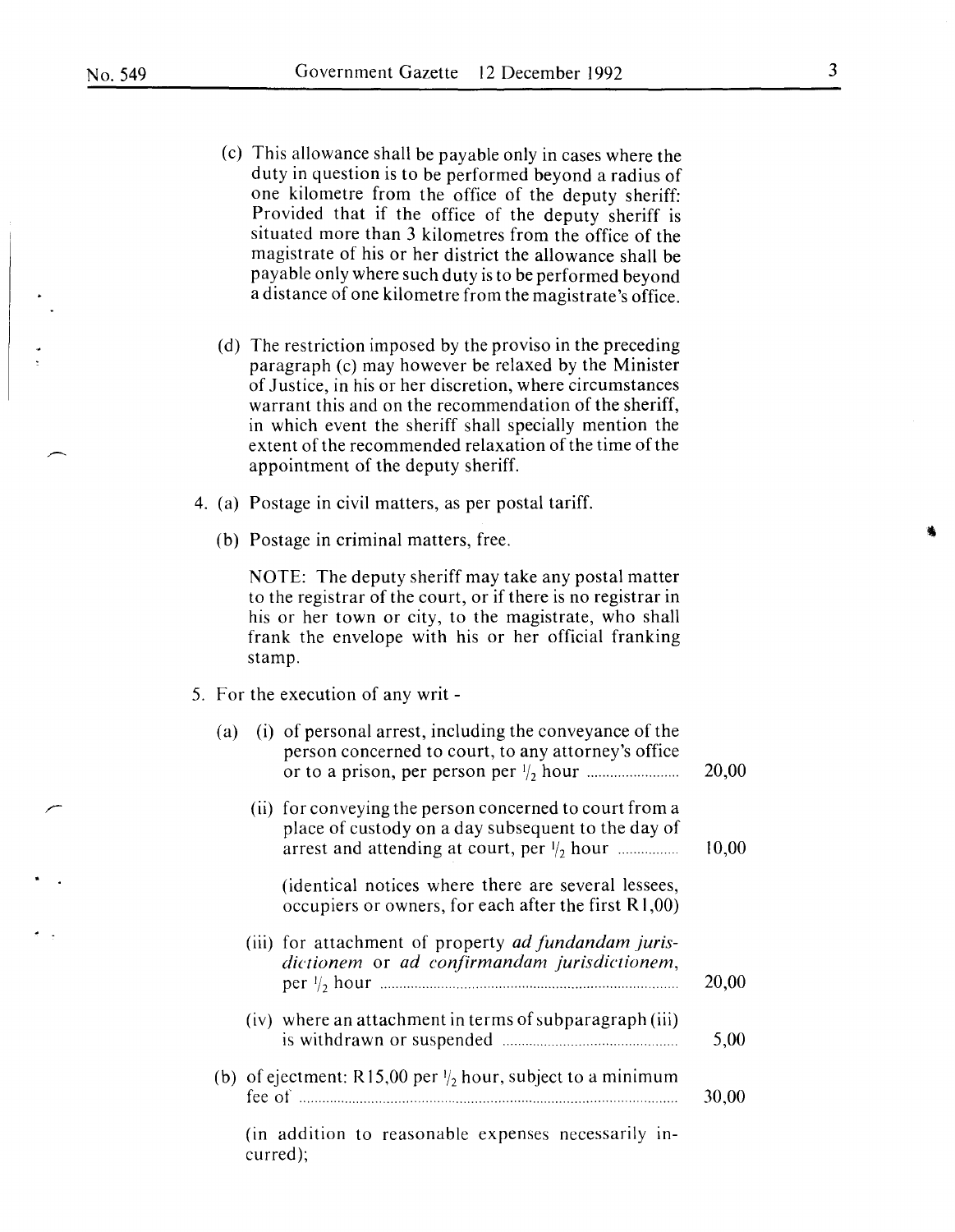(c) This allowance shall be payable only in cases where the duty in question is to be performed beyond a radius of one kilometre from the office of the deputy sheriff: Provided that if the office of the deputy sheriff is situated more than 3 kilometres from the office of the magistrate of his or her district the allowance shall be payable only where such duty is to be performed beyond a distance of one kilometre from the magistrate's office.

(d) The restriction imposed by the proviso in the preceding paragraph (c) may however be relaxed by the Minister of Justice, in his or her discretion, where circumstances warrant this and on the recommendation of the sheriff, in which event the sheriff shall specially mention the extent of the recommended relaxation of the time of the appointment of the deputy sheriff.

4. (a) Postage in civil matters, as per postal tariff.

   (b) Postage in criminal matters, free.

   NOTE: The deputy sheriff may take any postal matter to the registrar of the court, or if there is no registrar in his or her town or city, to the magistrate, who shall frank the envelope with his or her official franking stamp.

5. For the execution of any writ -

| | |
|---|---|
| (a) (i) of personal arrest, including the conveyance of the person concerned to court, to any attorney's office or to a prison, per person per ½ hour | 20,00 |
| (ii) for conveying the person concerned to court from a place of custody on a day subsequent to the day of arrest and attending at court, per ½ hour | 10,00 |
| (identical notices where there are several lessees, occupiers or owners, for each after the first R1,00) | |
| (iii) for attachment of property *ad fundandam jurisdictionem* or *ad confirmandam jurisdictionem*, per ½ hour | 20,00 |
| (iv) where an attachment in terms of subparagraph (iii) is withdrawn or suspended | 5,00 |
| (b) of ejectment: R15,00 per ½ hour, subject to a minimum fee of | 30,00 |

(in addition to reasonable expenses necessarily incurred);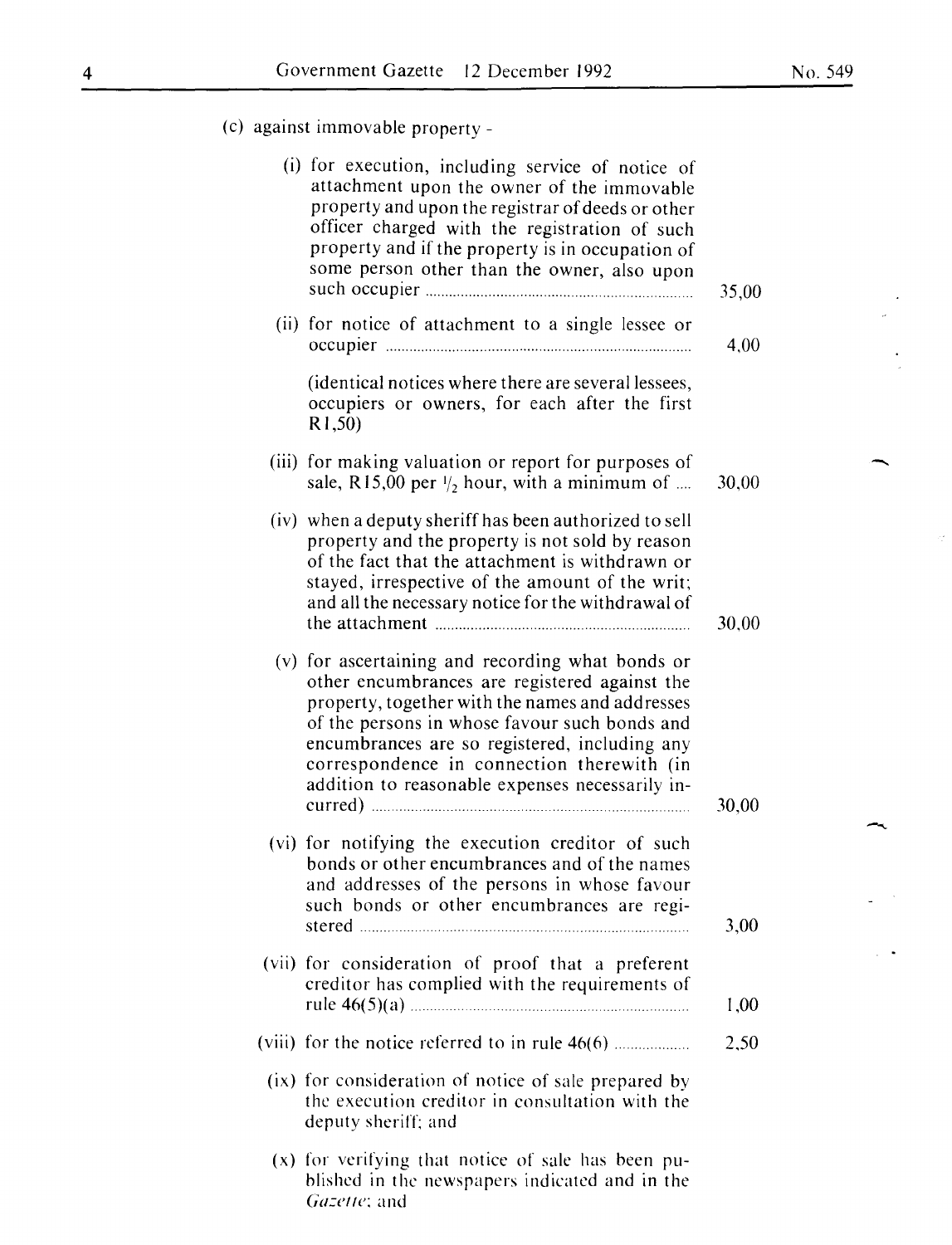(c) against immovable property -

| | |
|---|---|
| (i) for execution, including service of notice of attachment upon the owner of the immovable property and upon the registrar of deeds or other officer charged with the registration of such property and if the property is in occupation of some person other than the owner, also upon such occupier | 35,00 |
| (ii) for notice of attachment to a single lessee or occupier | 4,00 |
| (identical notices where there are several lessees, occupiers or owners, for each after the first R1,50) | |
| (iii) for making valuation or report for purposes of sale, R15,00 per ½ hour, with a minimum of | 30,00 |
| (iv) when a deputy sheriff has been authorized to sell property and the property is not sold by reason of the fact that the attachment is withdrawn or stayed, irrespective of the amount of the writ; and all the necessary notice for the withdrawal of the attachment | 30,00 |
| (v) for ascertaining and recording what bonds or other encumbrances are registered against the property, together with the names and addresses of the persons in whose favour such bonds and encumbrances are so registered, including any correspondence in connection therewith (in addition to reasonable expenses necessarily incurred) | 30,00 |
| (vi) for notifying the execution creditor of such bonds or other encumbrances and of the names and addresses of the persons in whose favour such bonds or other encumbrances are registered | 3,00 |
| (vii) for consideration of proof that a preferent creditor has complied with the requirements of rule 46(5)(a) | 1,00 |
| (viii) for the notice referred to in rule 46(6) | 2,50 |
| (ix) for consideration of notice of sale prepared by the execution creditor in consultation with the deputy sheriff; and | |
| (x) for verifying that notice of sale has been published in the newspapers indicated and in the *Gazette*; and | |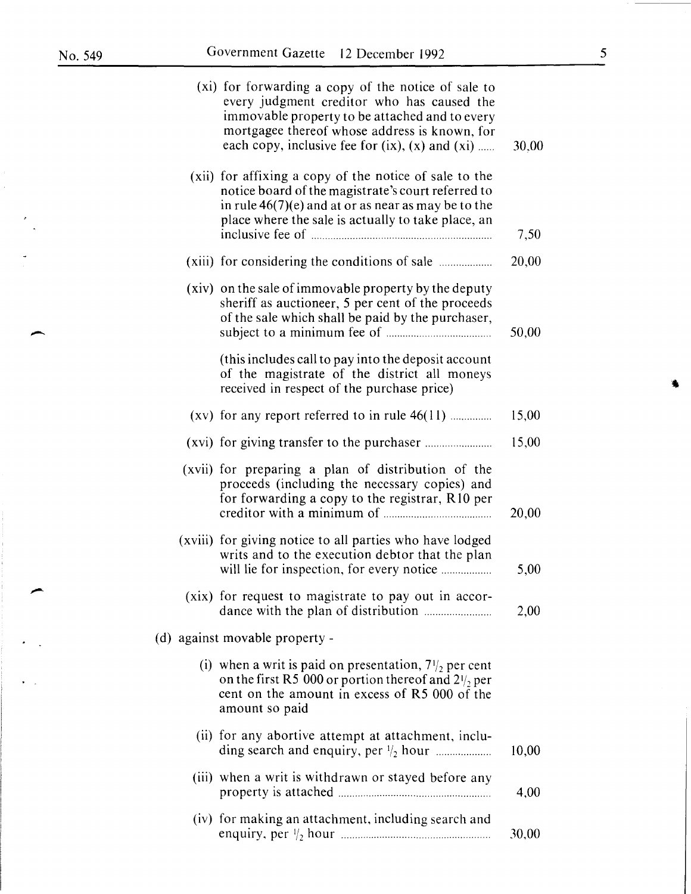| | |
|---|---|
| (xi) for forwarding a copy of the notice of sale to every judgment creditor who has caused the immovable property to be attached and to every mortgagee thereof whose address is known, for each copy, inclusive fee for (ix), (x) and (xi) ...... | 30,00 |
| (xii) for affixing a copy of the notice of sale to the notice board of the magistrate's court referred to in rule 46(7)(e) and at or as near as may be to the place where the sale is actually to take place, an inclusive fee of ........ | 7,50 |
| (xiii) for considering the conditions of sale ........ | 20,00 |
| (xiv) on the sale of immovable property by the deputy sheriff as auctioneer, 5 per cent of the proceeds of the sale which shall be paid by the purchaser, subject to a minimum fee of ........ | 50,00 |
| (this includes call to pay into the deposit account of the magistrate of the district all moneys received in respect of the purchase price) | |
| (xv) for any report referred to in rule 46(11) ........ | 15,00 |
| (xvi) for giving transfer to the purchaser ........ | 15,00 |
| (xvii) for preparing a plan of distribution of the proceeds (including the necessary copies) and for forwarding a copy to the registrar, R10 per creditor with a minimum of ........ | 20,00 |
| (xviii) for giving notice to all parties who have lodged writs and to the execution debtor that the plan will lie for inspection, for every notice ........ | 5,00 |
| (xix) for request to magistrate to pay out in accordance with the plan of distribution ........ | 2,00 |

(d) against movable property -

| | |
|---|---|
| (i) when a writ is paid on presentation, $7\frac{1}{2}$ per cent on the first R5 000 or portion thereof and $2\frac{1}{2}$ per cent on the amount in excess of R5 000 of the amount so paid | |
| (ii) for any abortive attempt at attachment, including search and enquiry, per $\frac{1}{2}$ hour ........ | 10,00 |
| (iii) when a writ is withdrawn or stayed before any property is attached ........ | 4,00 |
| (iv) for making an attachment, including search and enquiry, per $\frac{1}{2}$ hour ........ | 30,00 |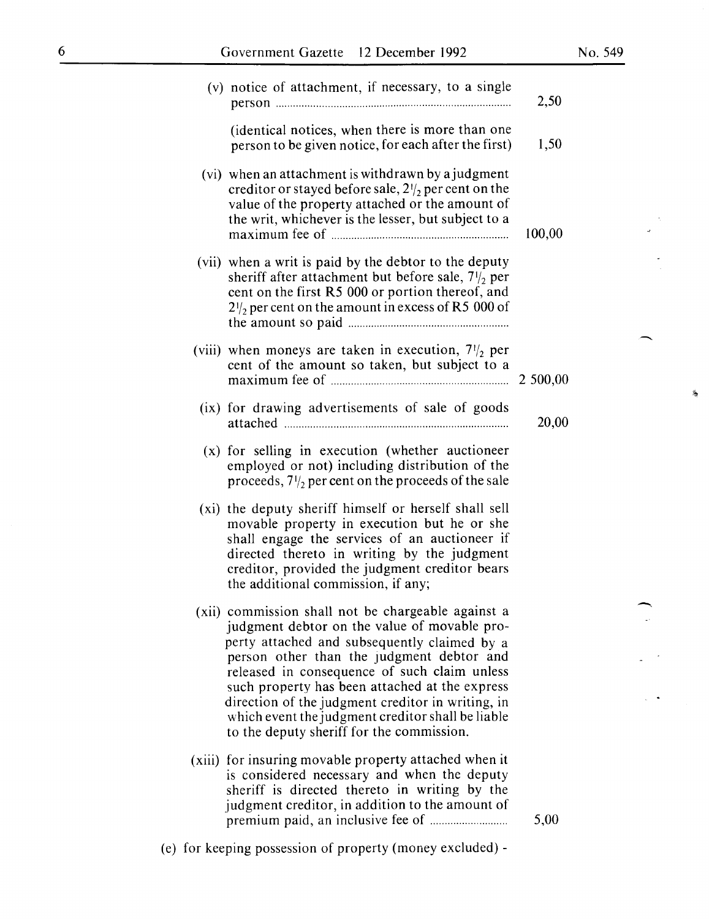(v) notice of attachment, if necessary, to a single person .................................................................................. 2,50

(identical notices, when there is more than one person to be given notice, for each after the first) 1,50

(vi) when an attachment is withdrawn by a judgment creditor or stayed before sale, $2\frac{1}{2}$ per cent on the value of the property attached or the amount of the writ, whichever is the lesser, but subject to a maximum fee of .............................................................. 100,00

(vii) when a writ is paid by the debtor to the deputy sheriff after attachment but before sale, $7\frac{1}{2}$ per cent on the first R5 000 or portion thereof, and $2\frac{1}{2}$ per cent on the amount in excess of R5 000 of the amount so paid ........................................................

(viii) when moneys are taken in execution, $7\frac{1}{2}$ per cent of the amount so taken, but subject to a maximum fee of .............................................................. 2 500,00

(ix) for drawing advertisements of sale of goods attached .............................................................................. 20,00

(x) for selling in execution (whether auctioneer employed or not) including distribution of the proceeds, $7\frac{1}{2}$ per cent on the proceeds of the sale

(xi) the deputy sheriff himself or herself shall sell movable property in execution but he or she shall engage the services of an auctioneer if directed thereto in writing by the judgment creditor, provided the judgment creditor bears the additional commission, if any;

(xii) commission shall not be chargeable against a judgment debtor on the value of movable property attached and subsequently claimed by a person other than the judgment debtor and released in consequence of such claim unless such property has been attached at the express direction of the judgment creditor in writing, in which event the judgment creditor shall be liable to the deputy sheriff for the commission.

(xiii) for insuring movable property attached when it is considered necessary and when the deputy sheriff is directed thereto in writing by the judgment creditor, in addition to the amount of premium paid, an inclusive fee of ........................... 5,00

(e) for keeping possession of property (money excluded) -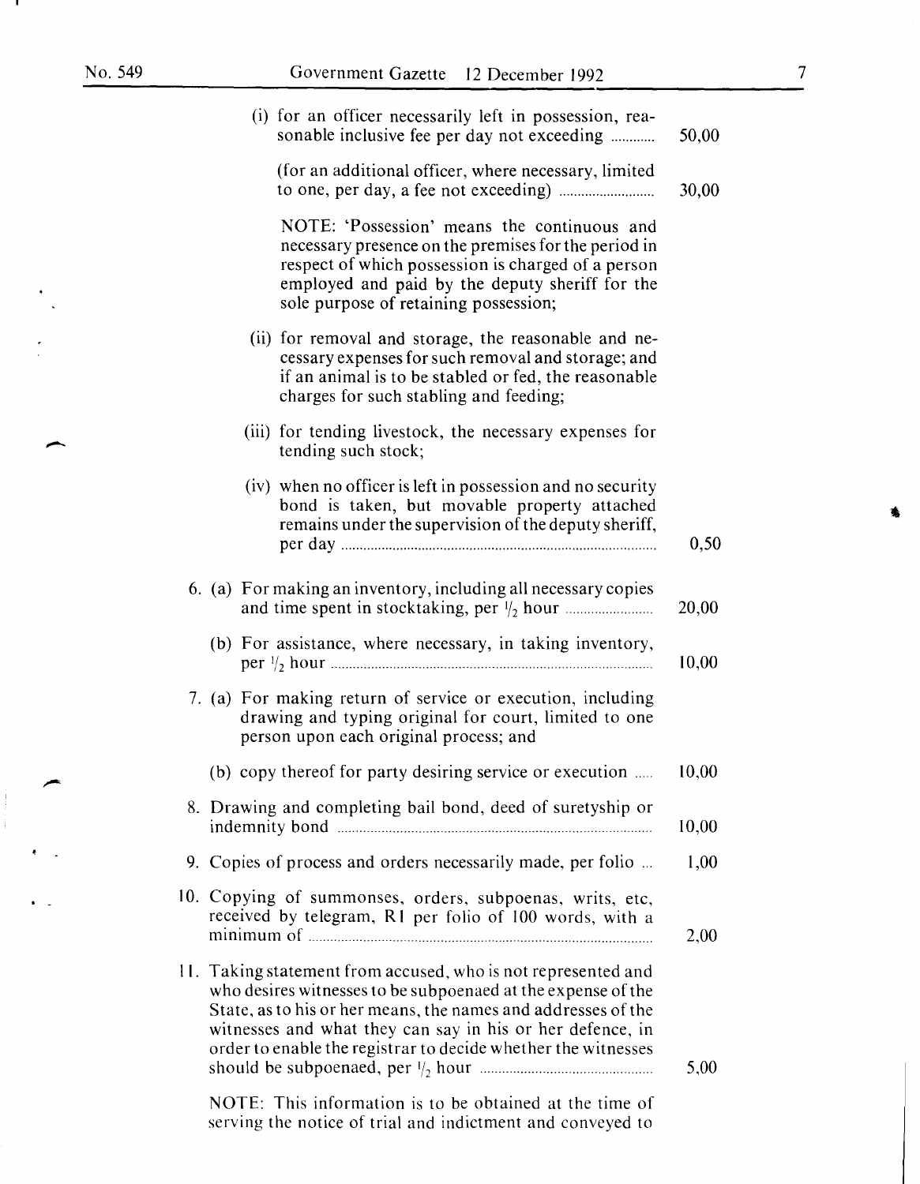| | |
|---|---|
| (i) for an officer necessarily left in possession, reasonable inclusive fee per day not exceeding ............ | 50,00 |
| (for an additional officer, where necessary, limited to one, per day, a fee not exceeding) .......................... | 30,00 |
| NOTE: 'Possession' means the continuous and necessary presence on the premises for the period in respect of which possession is charged of a person employed and paid by the deputy sheriff for the sole purpose of retaining possession; | |
| (ii) for removal and storage, the reasonable and necessary expenses for such removal and storage; and if an animal is to be stabled or fed, the reasonable charges for such stabling and feeding; | |
| (iii) for tending livestock, the necessary expenses for tending such stock; | |
| (iv) when no officer is left in possession and no security bond is taken, but movable property attached remains under the supervision of the deputy sheriff, per day ................................................................................ | 0,50 |
| 6. (a) For making an inventory, including all necessary copies and time spent in stocktaking, per ½ hour ........................ | 20,00 |
| (b) For assistance, where necessary, in taking inventory, per ½ hour ................................................................................ | 10,00 |
| 7. (a) For making return of service or execution, including drawing and typing original for court, limited to one person upon each original process; and | |
| (b) copy thereof for party desiring service or execution ..... | 10,00 |
| 8. Drawing and completing bail bond, deed of suretyship or indemnity bond ................................................................................ | 10,00 |
| 9. Copies of process and orders necessarily made, per folio ... | 1,00 |
| 10. Copying of summonses, orders, subpoenas, writs, etc, received by telegram, R1 per folio of 100 words, with a minimum of ................................................................................ | 2,00 |
| 11. Taking statement from accused, who is not represented and who desires witnesses to be subpoenaed at the expense of the State, as to his or her means, the names and addresses of the witnesses and what they can say in his or her defence, in order to enable the registrar to decide whether the witnesses should be subpoenaed, per ½ hour ............................................... | 5,00 |

NOTE: This information is to be obtained at the time of serving the notice of trial and indictment and conveyed to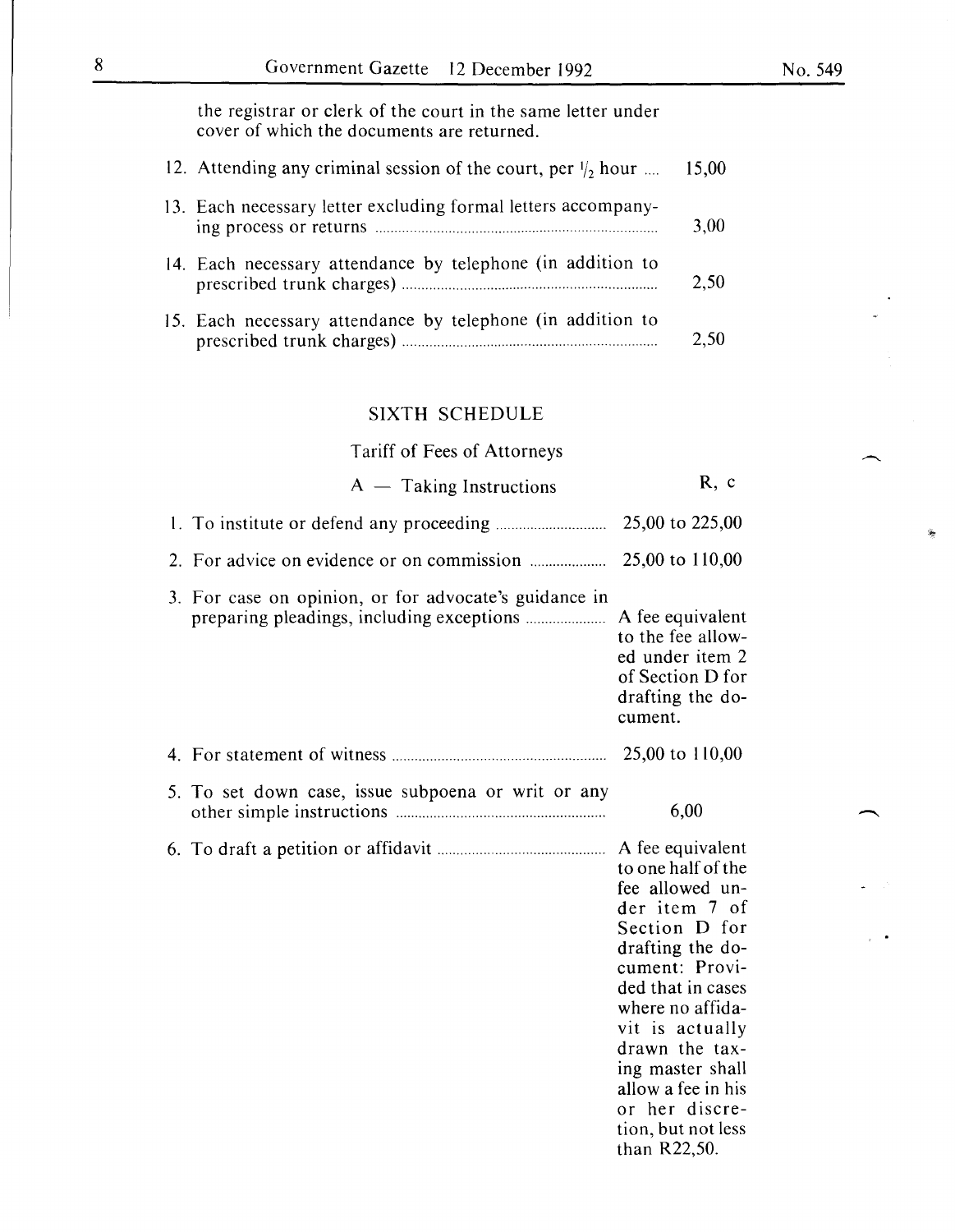the registrar or clerk of the court in the same letter under cover of which the documents are returned.

| | |
|---|---|
| 12. Attending any criminal session of the court, per $^1/_2$ hour .... | 15,00 |
| 13. Each necessary letter excluding formal letters accompanying process or returns | 3,00 |
| 14. Each necessary attendance by telephone (in addition to prescribed trunk charges) | 2,50 |
| 15. Each necessary attendance by telephone (in addition to prescribed trunk charges) | 2,50 |

## SIXTH SCHEDULE

### Tariff of Fees of Attorneys

| A — Taking Instructions | R, c |
|---|---|
| 1. To institute or defend any proceeding | 25,00 to 225,00 |
| 2. For advice on evidence or on commission | 25,00 to 110,00 |
| 3. For case on opinion, or for advocate's guidance in preparing pleadings, including exceptions | A fee equivalent to the fee allowed under item 2 of Section D for drafting the document. |
| 4. For statement of witness | 25,00 to 110,00 |
| 5. To set down case, issue subpoena or writ or any other simple instructions | 6,00 |
| 6. To draft a petition or affidavit | A fee equivalent to one half of the fee allowed under item 7 of Section D for drafting the document: Provided that in cases where no affidavit is actually drawn the taxing master shall allow a fee in his or her discretion, but not less than R22,50. |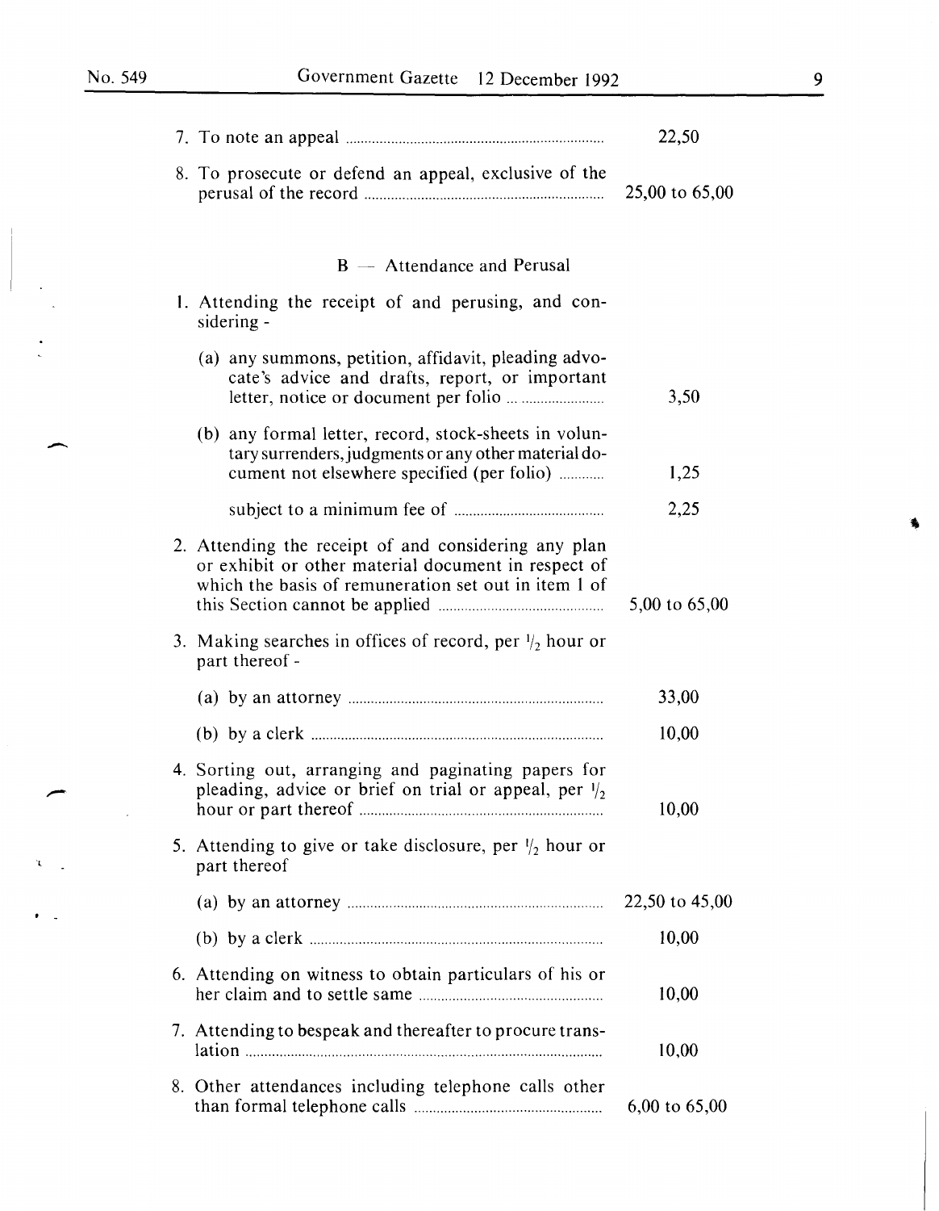| | |
|---|---|
| 7. To note an appeal | 22,50 |
| 8. To prosecute or defend an appeal, exclusive of the perusal of the record | 25,00 to 65,00 |

### B — Attendance and Perusal

| | |
|---|---|
| 1. Attending the receipt of and perusing, and considering - | |
| (a) any summons, petition, affidavit, pleading advocate's advice and drafts, report, or important letter, notice or document per folio | 3,50 |
| (b) any formal letter, record, stock-sheets in voluntary surrenders, judgments or any other material document not elsewhere specified (per folio) | 1,25 |
| subject to a minimum fee of | 2,25 |
| 2. Attending the receipt of and considering any plan or exhibit or other material document in respect of which the basis of remuneration set out in item 1 of this Section cannot be applied | 5,00 to 65,00 |
| 3. Making searches in offices of record, per $\frac{1}{2}$ hour or part thereof - | |
| (a) by an attorney | 33,00 |
| (b) by a clerk | 10,00 |
| 4. Sorting out, arranging and paginating papers for pleading, advice or brief on trial or appeal, per $\frac{1}{2}$ hour or part thereof | 10,00 |
| 5. Attending to give or take disclosure, per $\frac{1}{2}$ hour or part thereof | |
| (a) by an attorney | 22,50 to 45,00 |
| (b) by a clerk | 10,00 |
| 6. Attending on witness to obtain particulars of his or her claim and to settle same | 10,00 |
| 7. Attending to bespeak and thereafter to procure translation | 10,00 |
| 8. Other attendances including telephone calls other than formal telephone calls | 6,00 to 65,00 |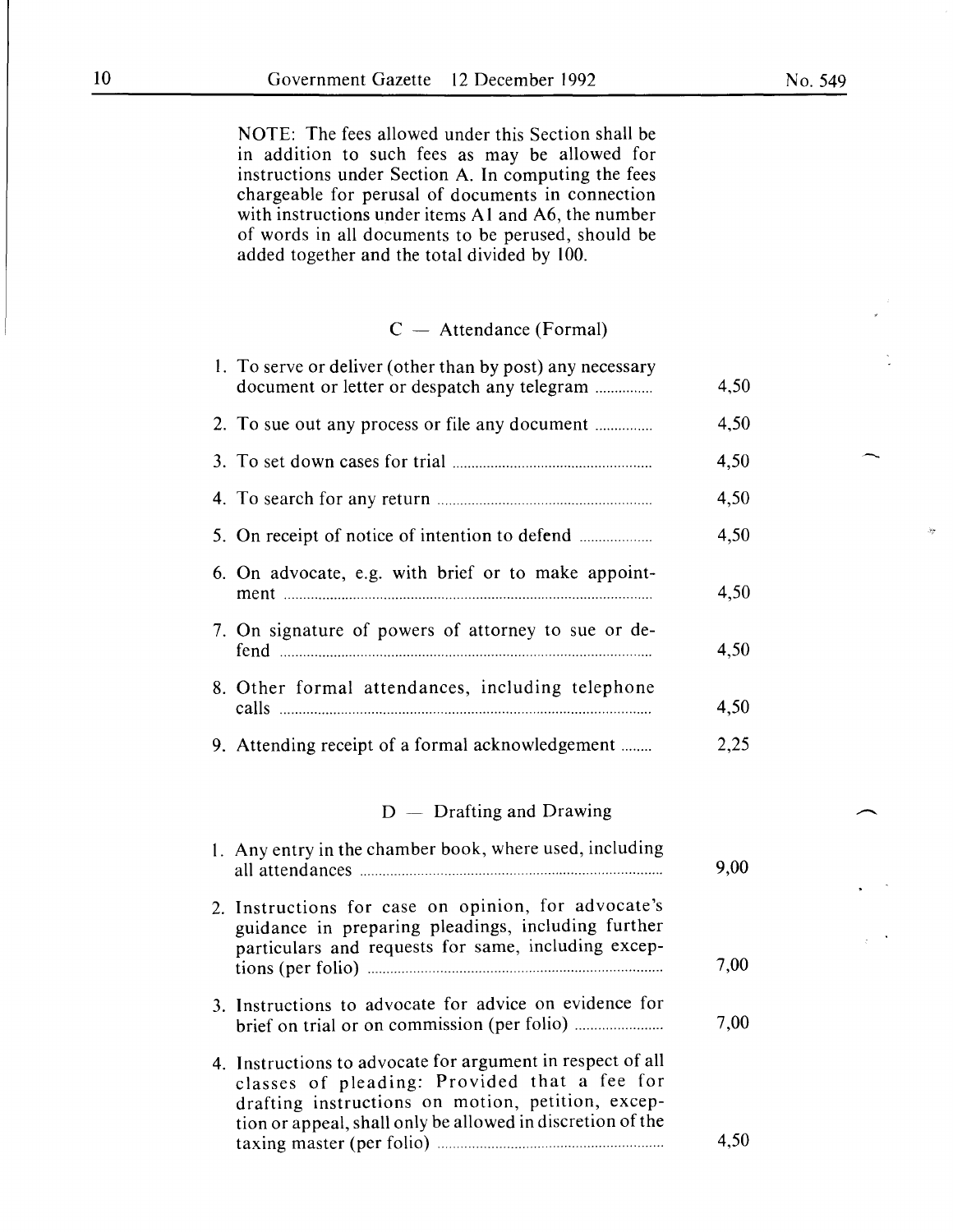NOTE: The fees allowed under this Section shall be in addition to such fees as may be allowed for instructions under Section A. In computing the fees chargeable for perusal of documents in connection with instructions under items A1 and A6, the number of words in all documents to be perused, should be added together and the total divided by 100.

## C — Attendance (Formal)

| | |
|---|---|
| 1. To serve or deliver (other than by post) any necessary document or letter or despatch any telegram | 4,50 |
| 2. To sue out any process or file any document | 4,50 |
| 3. To set down cases for trial | 4,50 |
| 4. To search for any return | 4,50 |
| 5. On receipt of notice of intention to defend | 4,50 |
| 6. On advocate, e.g. with brief or to make appointment | 4,50 |
| 7. On signature of powers of attorney to sue or defend | 4,50 |
| 8. Other formal attendances, including telephone calls | 4,50 |
| 9. Attending receipt of a formal acknowledgement | 2,25 |

## D — Drafting and Drawing

| | |
|---|---|
| 1. Any entry in the chamber book, where used, including all attendances | 9,00 |
| 2. Instructions for case on opinion, for advocate's guidance in preparing pleadings, including further particulars and requests for same, including exceptions (per folio) | 7,00 |
| 3. Instructions to advocate for advice on evidence for brief on trial or on commission (per folio) | 7,00 |
| 4. Instructions to advocate for argument in respect of all classes of pleading: Provided that a fee for drafting instructions on motion, petition, exception or appeal, shall only be allowed in discretion of the taxing master (per folio) | 4,50 |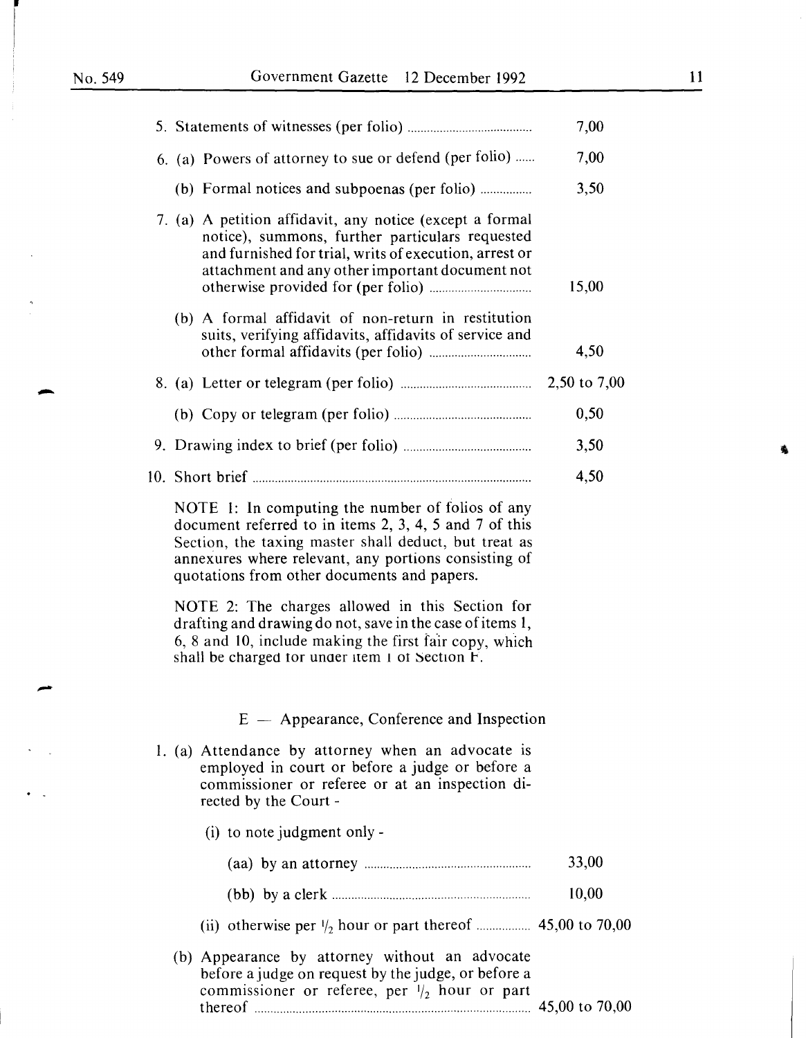| | |
|---|---|
| 5. Statements of witnesses (per folio) | 7,00 |
| 6. (a) Powers of attorney to sue or defend (per folio) | 7,00 |
| (b) Formal notices and subpoenas (per folio) | 3,50 |
| 7. (a) A petition affidavit, any notice (except a formal notice), summons, further particulars requested and furnished for trial, writs of execution, arrest or attachment and any other important document not otherwise provided for (per folio) | 15,00 |
| (b) A formal affidavit of non-return in restitution suits, verifying affidavits, affidavits of service and other formal affidavits (per folio) | 4,50 |
| 8. (a) Letter or telegram (per folio) | 2,50 to 7,00 |
| (b) Copy or telegram (per folio) | 0,50 |
| 9. Drawing index to brief (per folio) | 3,50 |
| 10. Short brief | 4,50 |

NOTE 1: In computing the number of folios of any document referred to in items 2, 3, 4, 5 and 7 of this Section, the taxing master shall deduct, but treat as annexures where relevant, any portions consisting of quotations from other documents and papers.

NOTE 2: The charges allowed in this Section for drafting and drawing do not, save in the case of items 1, 6, 8 and 10, include making the first fair copy, which shall be charged for under item 1 of Section F.

## E — Appearance, Conference and Inspection

| | |
|---|---|
| 1. (a) Attendance by attorney when an advocate is employed in court or before a judge or before a commissioner or referee or at an inspection directed by the Court - | |
| (i) to note judgment only - | |
| (aa) by an attorney | 33,00 |
| (bb) by a clerk | 10,00 |
| (ii) otherwise per $1/2$ hour or part thereof | 45,00 to 70,00 |
| (b) Appearance by attorney without an advocate before a judge on request by the judge, or before a commissioner or referee, per $1/2$ hour or part thereof | 45,00 to 70,00 |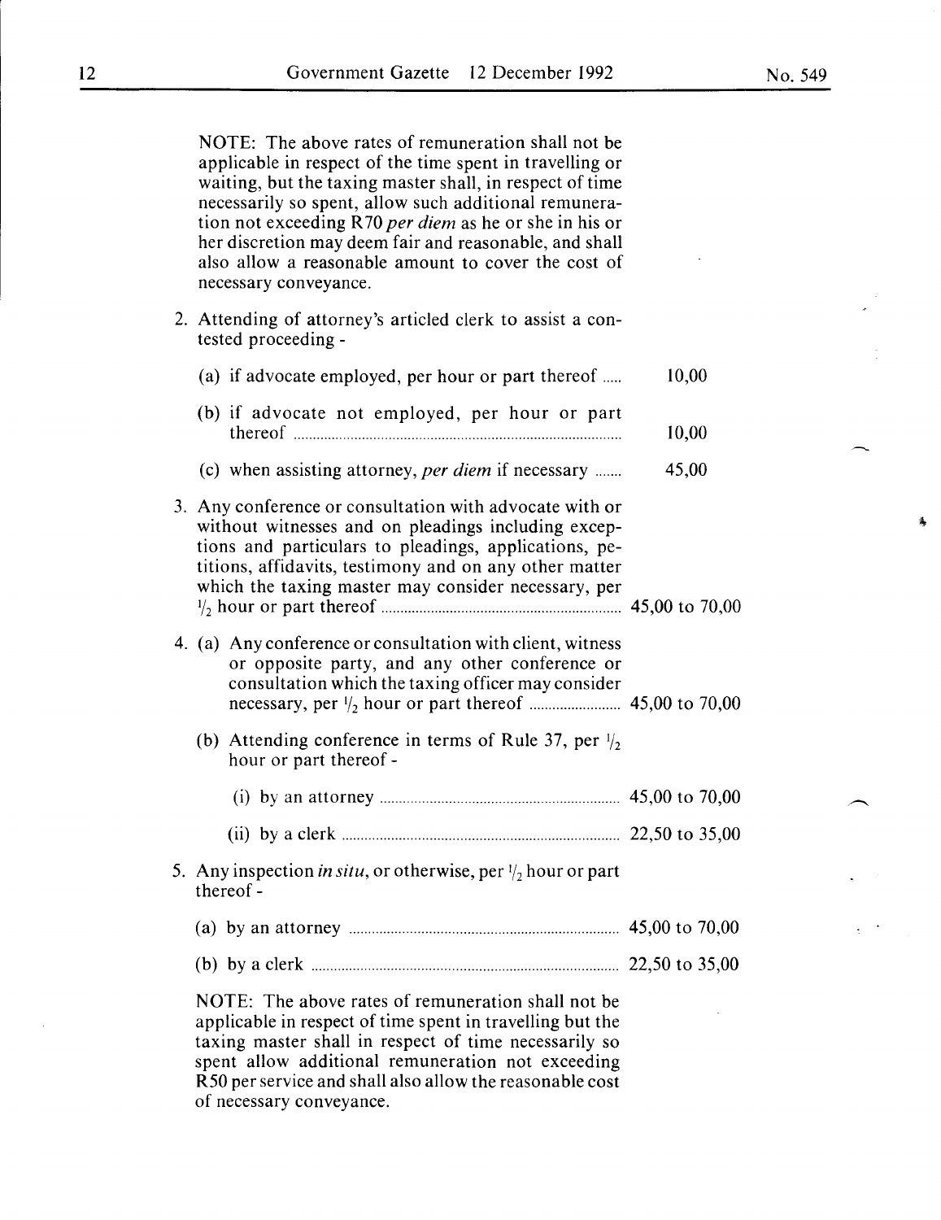NOTE: The above rates of remuneration shall not be applicable in respect of the time spent in travelling or waiting, but the taxing master shall, in respect of time necessarily so spent, allow such additional remuneration not exceeding R70 *per diem* as he or she in his or her discretion may deem fair and reasonable, and shall also allow a reasonable amount to cover the cost of necessary conveyance.

2. Attending of attorney's articled clerk to assist a contested proceeding -

| | |
|---|---|
| (a) if advocate employed, per hour or part thereof | 10,00 |
| (b) if advocate not employed, per hour or part thereof | 10,00 |
| (c) when assisting attorney, *per diem* if necessary | 45,00 |

3. Any conference or consultation with advocate with or without witnesses and on pleadings including exceptions and particulars to pleadings, applications, petitions, affidavits, testimony and on any other matter which the taxing master may consider necessary, per ½ hour or part thereof ..... 45,00 to 70,00

4. (a) Any conference or consultation with client, witness or opposite party, and any other conference or consultation which the taxing officer may consider necessary, per ½ hour or part thereof ..... 45,00 to 70,00

   (b) Attending conference in terms of Rule 37, per ½ hour or part thereof -

| | |
|---|---|
| (i) by an attorney | 45,00 to 70,00 |
| (ii) by a clerk | 22,50 to 35,00 |

5. Any inspection *in situ*, or otherwise, per ½ hour or part thereof -

| | |
|---|---|
| (a) by an attorney | 45,00 to 70,00 |
| (b) by a clerk | 22,50 to 35,00 |

NOTE: The above rates of remuneration shall not be applicable in respect of time spent in travelling but the taxing master shall in respect of time necessarily so spent allow additional remuneration not exceeding R50 per service and shall also allow the reasonable cost of necessary conveyance.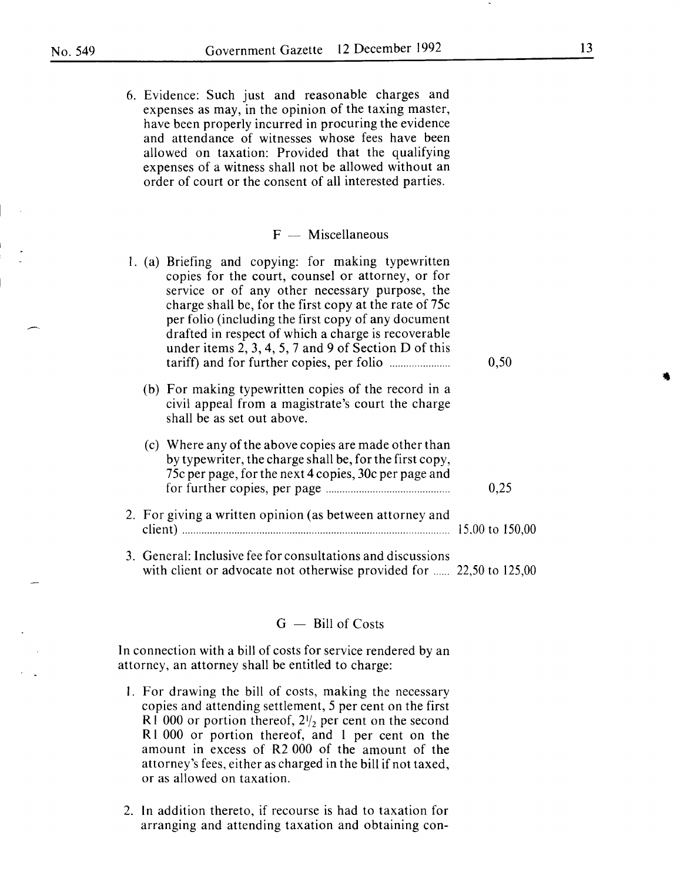6. Evidence: Such just and reasonable charges and expenses as may, in the opinion of the taxing master, have been properly incurred in procuring the evidence and attendance of witnesses whose fees have been allowed on taxation: Provided that the qualifying expenses of a witness shall not be allowed without an order of court or the consent of all interested parties.

## F — Miscellaneous

1. (a) Briefing and copying: for making typewritten copies for the court, counsel or attorney, or for service or of any other necessary purpose, the charge shall be, for the first copy at the rate of 75c per folio (including the first copy of any document drafted in respect of which a charge is recoverable under items 2, 3, 4, 5, 7 and 9 of Section D of this tariff) and for further copies, per folio .................... 0,50

   (b) For making typewritten copies of the record in a civil appeal from a magistrate's court the charge shall be as set out above.

   (c) Where any of the above copies are made other than by typewriter, the charge shall be, for the first copy, 75c per page, for the next 4 copies, 30c per page and for further copies, per page .................... 0,25

2. For giving a written opinion (as between attorney and client) .................... 15.00 to 150,00

3. General: Inclusive fee for consultations and discussions with client or advocate not otherwise provided for ...... 22,50 to 125,00

## G — Bill of Costs

In connection with a bill of costs for service rendered by an attorney, an attorney shall be entitled to charge:

1. For drawing the bill of costs, making the necessary copies and attending settlement, 5 per cent on the first R1 000 or portion thereof, $2\frac{1}{2}$ per cent on the second R1 000 or portion thereof, and 1 per cent on the amount in excess of R2 000 of the amount of the attorney's fees, either as charged in the bill if not taxed, or as allowed on taxation.

2. In addition thereto, if recourse is had to taxation for arranging and attending taxation and obtaining con-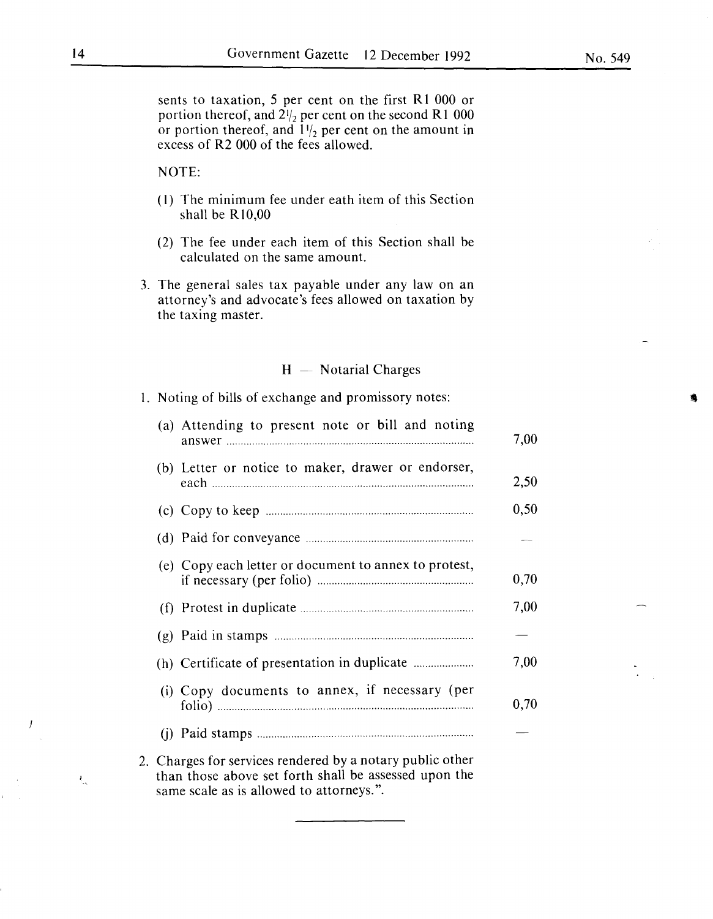sents to taxation, 5 per cent on the first R1 000 or portion thereof, and $2^1/_2$ per cent on the second R1 000 or portion thereof, and $1^1/_2$ per cent on the amount in excess of R2 000 of the fees allowed.

NOTE:

(1) The minimum fee under eath item of this Section shall be R10,00

(2) The fee under each item of this Section shall be calculated on the same amount.

3. The general sales tax payable under any law on an attorney's and advocate's fees allowed on taxation by the taxing master.

## H — Notarial Charges

1. Noting of bills of exchange and promissory notes:

| | |
|---|---|
| (a) Attending to present note or bill and noting answer | 7,00 |
| (b) Letter or notice to maker, drawer or endorser, each | 2,50 |
| (c) Copy to keep | 0,50 |
| (d) Paid for conveyance | — |
| (e) Copy each letter or document to annex to protest, if necessary (per folio) | 0,70 |
| (f) Protest in duplicate | 7,00 |
| (g) Paid in stamps | — |
| (h) Certificate of presentation in duplicate | 7,00 |
| (i) Copy documents to annex, if necessary (per folio) | 0,70 |
| (j) Paid stamps | — |

2. Charges for services rendered by a notary public other than those above set forth shall be assessed upon the same scale as is allowed to attorneys.".